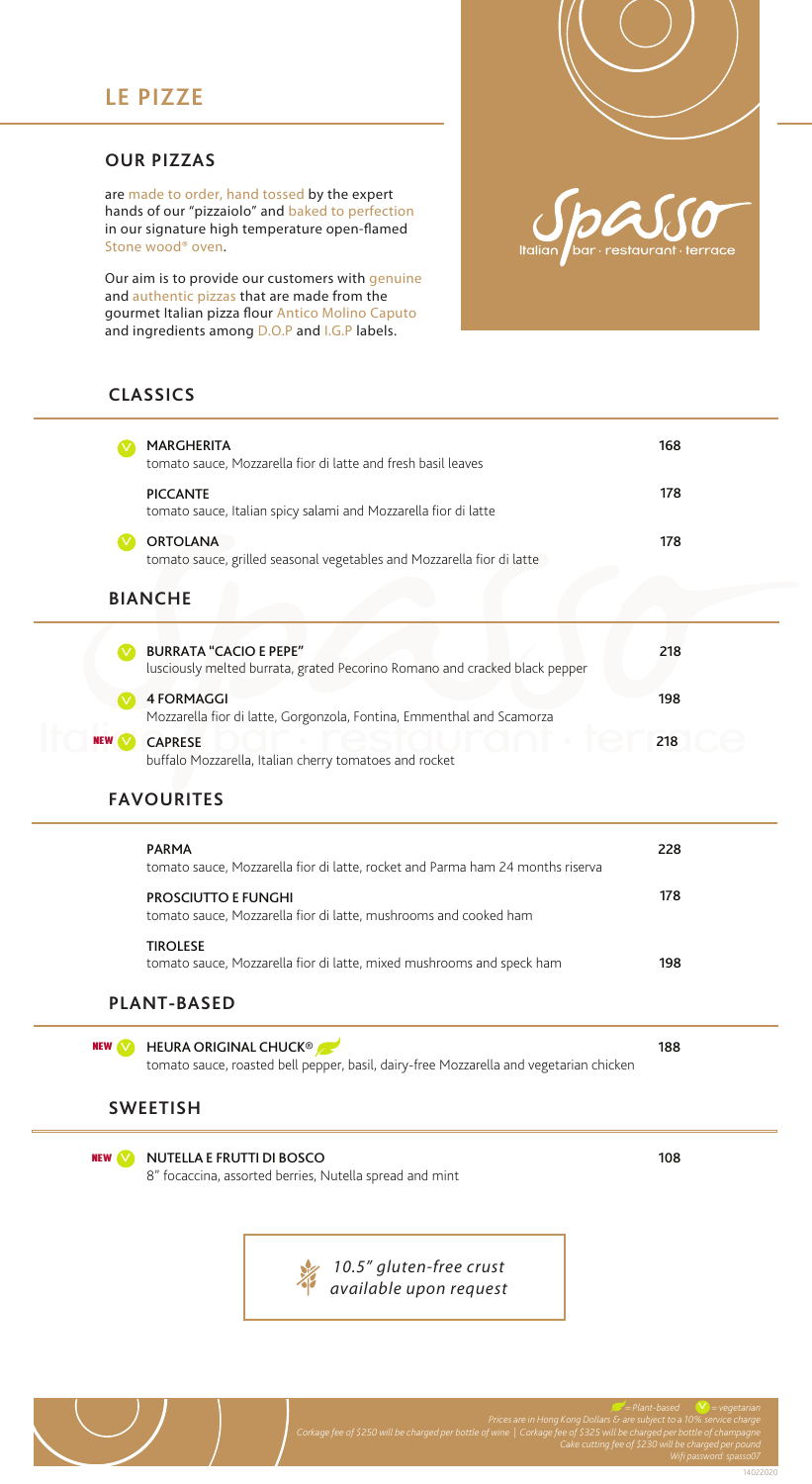# LE PIZZE

## OUR PIZZAS

are made to order, hand tossed by the expert hands of our "pizzaiolo" and baked to perfection in our signature high temperature open-flamed Stone wood® oven.

Our aim is to provide our customers with genuine and authentic pizzas that are made from the gourmet Italian pizza flour Antico Molino Caputo and ingredients among D.O.P and I.G.P labels.

Spasso
Italian bar · restaurant · terrace

## CLASSICS

| Pizza | Price |
|---|---|
| (V) **MARGHERITA**<br>tomato sauce, Mozzarella fior di latte and fresh basil leaves | 168 |
| **PICCANTE**<br>tomato sauce, Italian spicy salami and Mozzarella fior di latte | 178 |
| (V) **ORTOLANA**<br>tomato sauce, grilled seasonal vegetables and Mozzarella fior di latte | 178 |

## BIANCHE

| Pizza | Price |
|---|---|
| (V) **BURRATA "CACIO E PEPE"**<br>lusciously melted burrata, grated Pecorino Romano and cracked black pepper | 218 |
| (V) **4 FORMAGGI**<br>Mozzarella fior di latte, Gorgonzola, Fontina, Emmenthal and Scamorza | 198 |
| NEW (V) **CAPRESE**<br>buffalo Mozzarella, Italian cherry tomatoes and rocket | 218 |

## FAVOURITES

| Pizza | Price |
|---|---|
| **PARMA**<br>tomato sauce, Mozzarella fior di latte, rocket and Parma ham 24 months riserva | 228 |
| **PROSCIUTTO E FUNGHI**<br>tomato sauce, Mozzarella fior di latte, mushrooms and cooked ham | 178 |
| **TIROLESE**<br>tomato sauce, Mozzarella fior di latte, mixed mushrooms and speck ham | 198 |

## PLANT-BASED

| Pizza | Price |
|---|---|
| NEW (V) **HEURA ORIGINAL CHUCK®** (Plant-based)<br>tomato sauce, roasted bell pepper, basil, dairy-free Mozzarella and vegetarian chicken | 188 |

## SWEETISH

| Pizza | Price |
|---|---|
| NEW (V) **NUTELLA E FRUTTI DI BOSCO**<br>8" focaccina, assorted berries, Nutella spread and mint | 108 |

*10.5" gluten-free crust available upon request*

*(Leaf) = Plant-based (V) = vegetarian*

*Prices are in Hong Kong Dollars & are subject to a 10% service charge*

*Corkage fee of $250 will be charged per bottle of wine | Corkage fee of $325 will be charged per bottle of champagne*

*Cake cutting fee of $230 will be charged per pound*

*Wifi password: spasso07*

14022020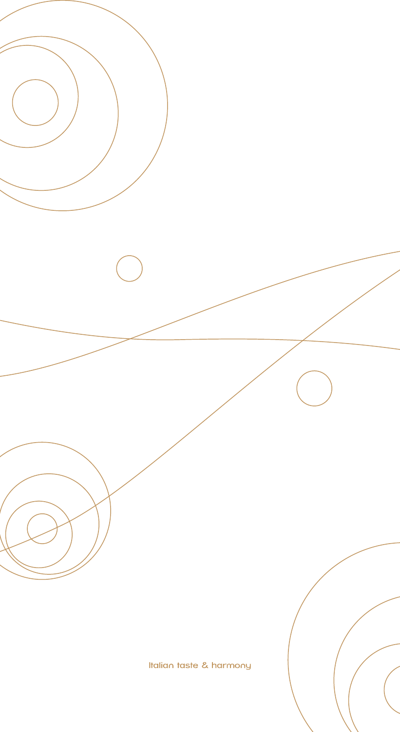Italian taste & harmony